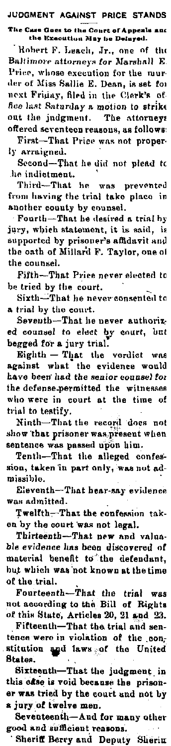# JUDGMENT AGAINST PRICE STANDS

### The Case Goes to the Court of Appeals and the Execution May be Delayed.

Robert F. Leach, Jr., one of the Baltimore attorneys for Marshall E. Price, whose execution for the murder of Miss Sallie E. Dean, is set for next Friday, filed in the Clerk's office last Saturday a motion to strike out the judgment. The attorneys offered seventeen reasons, as follows:

First—That Price was not properly arraigned.

Second—That he did not plead to the indictment.

Third—That he was prevented from having the trial take place in another county by counsel.

Fourth—That he desired a trial by jury, which statement, it is said, is supported by prisoner's affidavit and the oath of Millard F. Taylor, one of the counsel.

Fifth—That Price never elected to be tried by the court.

Sixth—That he never consented to a trial by the court.

Seventh—That he never authorized counsel to elect by court, but begged for a jury trial.

Eighth — That the verdict was against what the evidence would have been had the senior counsel for the defense permitted the witnesses who were in court at the time of trial to testify.

Ninth—That the record does not show that prisoner was present when sentence was passed upon him.

Tenth—That the alleged confession, taken in part only, was not admissible.

Eleventh—That hear-say evidence was admitted.

Twelfth—That the confession taken by the court was not legal.

Thirteenth—That new and valuable evidence has been discovered of material benefit to the defendant, but which was not known at the time of the trial.

Fourteenth—That the trial was not according to the Bill of Rights of this State, Articles 20, 21 and 23.

Fifteenth—That the trial and sentence were in violation of the constitution and laws of the United States.

Sixteenth—That the judgment in this case is void because the prisoner was tried by the court and not by a jury of twelve men.

Seventeenth—And for many other good and sufficient reasons.

Sheriff Berry and Deputy Sheriff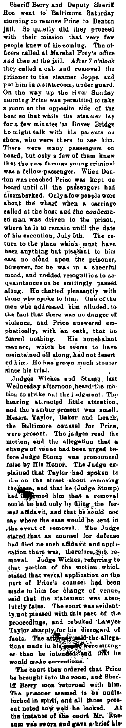Sheriff Berry and Deputy Sheriff Roe went to Baltimore Saturday morning to remove Price to Denton jail. So quietly did they proceed with their mission that very few people knew of his coming. The officers called at Marshal Frey's office *and then at the jail. After 7 o'clock* they called a cab and removed the prisoner to the steamer Joppa and put him in a stateroom, under guard. On the way up the river Sunday morning Price was permitted to take a room on the opposite side of the boat so that while the steamer lay for a few minutes at Dover Bridge he might talk with his parents on shore, who were there to see him. There were many passengers on board, but only a few of them knew that the now famous young criminal was a fellow-passenger. When Denton was reached Price was kept on board until all the passengers had disembarked. Only a few people were about the wharf when a carriage called at the boat and the condemned man was driven to the prison, where he is to remain until the date of his execution, July 5th. The return to the place which must have been anything but pleasant to him cast no cloud upon the prisoner, however, for he was in a cheerful mood, and nodded recognition to acquaintances as he smilingly passed along. He chatted pleasantly with those who spoke to him. One of the men who addressed him alluded to the fact that there was no danger of violence, and Price answered emphatically, with an oath, that he feared nothing. His nonchalant manner, which he seems to have maintained all along, had not deserted him. *He has grown much stouter since his trial.*

Judges Wickes and Stump, last Wednesday afternoon, heard the motion to strike out the judgment. The hearing attracted little attention, and the number present was small. Messrs. Taylor, Baker and Leach, the Baltimore counsel for Price, were present. The judges read the motion, and the allegation that a change of venue had been urged before Judge Stump was pronounced false by His Honor. The Judge explained that Taylor had spoken to him on the street about removing the case, and that he (Judge Stump) had informed him that a removal could be had only by filing the formal affidavit, and that he could not say where the case would be sent in the event of removal. The Judge stated that as counsel for defense had filed no such affidavit and application there was, therefore, no removal. Judge Wickes, referring to that portion of the motion which stated that verbal application on the part of Price's counsel had been made to him for change of venue, said that the statement was absolutely false. The court was evidently not pleased with this part of the proceedings, and rebuked Lawyer Taylor sharply for his disregard of facts. The attorney said the allegations made in his paper were stronger than he intended and that he would make corrections.

The court then ordered that Price be brought into the room, and Sheriff Berry soon returned with him. The prisoner seemed to be undisturbed in spirit, and all those present noted how well he looked. At the instance of the court Mr. Russum was sworn and gave a brief his-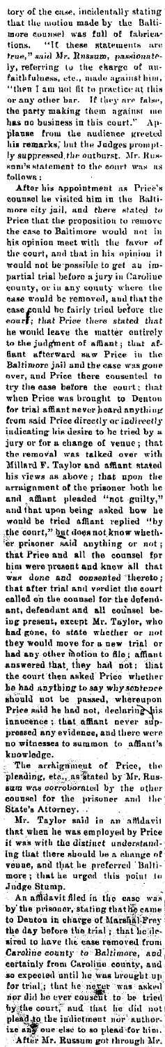tory of the case, incidentally stating that the motion made by the Baltimore counsel was full of fabrications. "If these statements are *true*," said Mr. Russum, passionately, referring to the charge of unfaithfulness, etc., made against him, "then I am not fit to practice at this or any other bar. If they are false, the party making them against me has no business in this court." Applause from the audience greeted his remarks, but the Judges promptly suppressed the outburst. Mr. Russum's statement to the court was as follows:

After his appointment as Price's counsel he visited him in the Baltimore city jail, and *there* stated to Price that the proposition to remove the case to Baltimore would not in his opinion meet with the favor of the court, and that in his opinion it would not be possible to get an impartial trial before a jury in Caroline county, or in any county where the case would be removed, and that the case could be fairly tried before the court; that Price there stated that he would leave the matter entirely to the judgment of affiant; that affiant afterward saw Price in the Baltimore jail and the case was gone over, and Price there consented to try the case before the court; that when Price was brought to Denton for trial affiant never heard anything from said Price directly or indirectly indicating his desire to be tried by a jury or for a change of venue; that the removal was talked over with Millard F. Taylor and affiant stated his views as above; that upon the arraignment of the prisoner both he and affiant pleaded "not guilty," and that upon being asked how he would be tried affiant replied "by the court," but does not know whether prisoner said anything or not; that Price and all the counsel for him were present and knew all that was done and consented thereto; that after trial and verdict the court called on the counsel for the defendant, defendant and all counsel being present, except Mr. Taylor, who had gone, to state whether or not they would move for a new trial or had any other motion to file; affiant answered that they had not; that the court then asked Price whether he had anything to say why sentence should not be passed, whereupon Price said he had not, declaring his innocence; that affiant never suppressed any evidence, and there were no witnesses to summon to affiant's knowledge.

The arraignment of Price, the pleading, etc., as stated by Mr. Russum was corroborated by the other counsel for the prisoner and the State's Attorney.

Mr. Taylor said in an affidavit that when he was employed by Price it was with the distinct understanding that there should be a change of venue, and that he preferred Baltimore; that he urged this point to Judge Stump.

An affidavit filed in the case was by the prisoner, stating that he came to Denton in charge of Marshal Frey the day before the trial; that he desired to have the case removed from Caroline county to Baltimore, and certainly from Caroline county, and so expected until he was brought up for trial; that he never was asked nor did he ever consent to be tried by the court, and that he did not plead to the indictment nor authorize any one else to so plead for him.

After Mr. Russum got through Mr.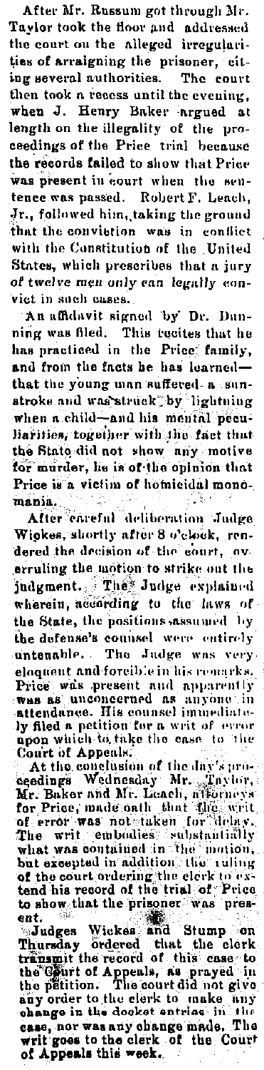After Mr. Russum got through Mr. Taylor took the floor and addressed the court on the alleged irregularities of arraigning the prisoner, citing several authorities. The court then took a recess until the evening, when J. Henry Baker argued at length on the illegality of the proceedings of the Price trial because the records failed to show that Price was present in court when the sentence was passed. Robert F. Leach, Jr., followed him, taking the ground that the conviction was in conflict with the Constitution of the United States, which prescribes that a jury *of twelve men only can legally* convict in such cases.

An affidavit signed by Dr. Dunning was filed. This recites that he has practiced in the Price family, and from the facts he has learned—that the young man suffered a sunstroke and was struck by lightning when a child—and his mental peculiarities, together with the fact that the State did not show any motive for murder, he is of the opinion that Price is a victim of homicidal monomania.

After careful deliberation Judge Wickes, shortly after 8 o'clock, rendered the decision of the court, overruling the motion to strike out the judgment. The Judge explained wherein, according to the laws of the State, the positions assumed by the defense's counsel were entirely untenable. The Judge was very eloquent and forcible in his remarks. Price was present and apparently was as unconcerned as anyone in attendance. His counsel immediately filed a petition for a writ of error upon which to take the case to the Court of Appeals.

At the conclusion of the day's proceedings Wednesday Mr. Taylor, Mr. Baker and Mr. Leach, attorneys for Price, made oath that the writ of error was not taken for delay. The writ embodies substantially what was contained in the motion, but excepted in addition the ruling of the court ordering the clerk to extend his record of the trial of Price to show that the prisoner was present.

Judges Wickes and Stump on Thursday ordered that the clerk transmit the record of this case to the Court of Appeals, as prayed in the petition. The court did not give any order to the clerk to make any change in the docket entries in the case, nor was any change made. The writ goes to the clerk of the Court of Appeals this week.